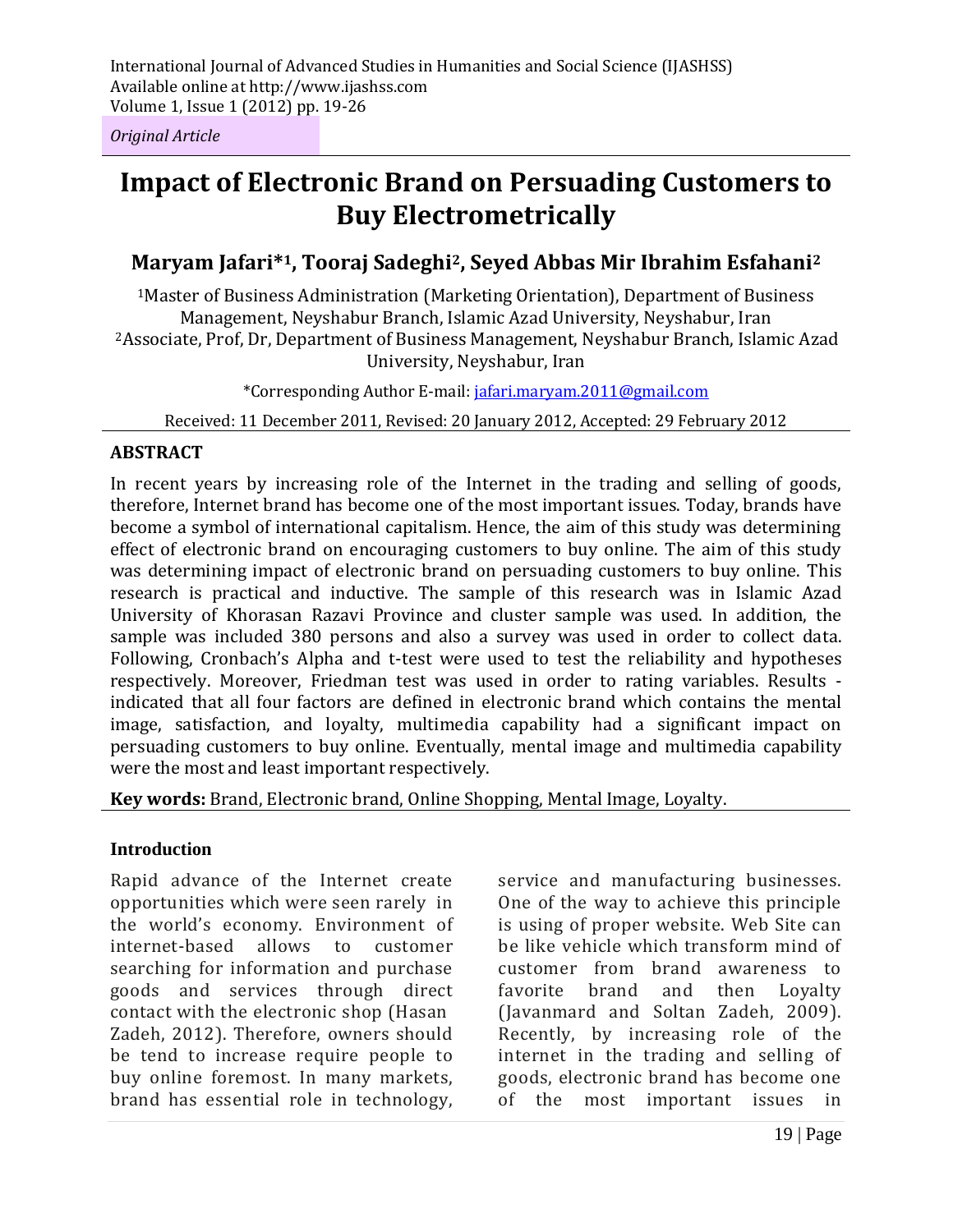International Journal of Advanced Studies in Humanities and Social Science (IJASHSS)
Available online at http://www.ijashss.com
Volume 1, Issue 1 (2012) pp. 19-26

*Original Article*

# Impact of Electronic Brand on Persuading Customers to Buy Electrometrically

**Maryam Jafari*[1], Tooraj Sadeghi[2], Seyed Abbas Mir Ibrahim Esfahani[2]**

[1]Master of Business Administration (Marketing Orientation), Department of Business Management, Neyshabur Branch, Islamic Azad University, Neyshabur, Iran
[2]Associate, Prof, Dr, Department of Business Management, Neyshabur Branch, Islamic Azad University, Neyshabur, Iran

*Corresponding Author E-mail: jafari.maryam.2011@gmail.com

Received: 11 December 2011, Revised: 20 January 2012, Accepted: 29 February 2012

## ABSTRACT

In recent years by increasing role of the Internet in the trading and selling of goods, therefore, Internet brand has become one of the most important issues. Today, brands have become a symbol of international capitalism. Hence, the aim of this study was determining effect of electronic brand on encouraging customers to buy online. The aim of this study was determining impact of electronic brand on persuading customers to buy online. This research is practical and inductive. The sample of this research was in Islamic Azad University of Khorasan Razavi Province and cluster sample was used. In addition, the sample was included 380 persons and also a survey was used in order to collect data. Following, Cronbach's Alpha and t-test were used to test the reliability and hypotheses respectively. Moreover, Friedman test was used in order to rating variables. Results - indicated that all four factors are defined in electronic brand which contains the mental image, satisfaction, and loyalty, multimedia capability had a significant impact on persuading customers to buy online. Eventually, mental image and multimedia capability were the most and least important respectively.

**Key words:** Brand, Electronic brand, Online Shopping, Mental Image, Loyalty.

## Introduction

Rapid advance of the Internet create opportunities which were seen rarely in the world's economy. Environment of internet-based allows to customer searching for information and purchase goods and services through direct contact with the electronic shop (Hasan Zadeh, 2012). Therefore, owners should be tend to increase require people to buy online foremost. In many markets, brand has essential role in technology, service and manufacturing businesses. One of the way to achieve this principle is using of proper website. Web Site can be like vehicle which transform mind of customer from brand awareness to favorite brand and then Loyalty (Javanmard and Soltan Zadeh, 2009). Recently, by increasing role of the internet in the trading and selling of goods, electronic brand has become one of the most important issues in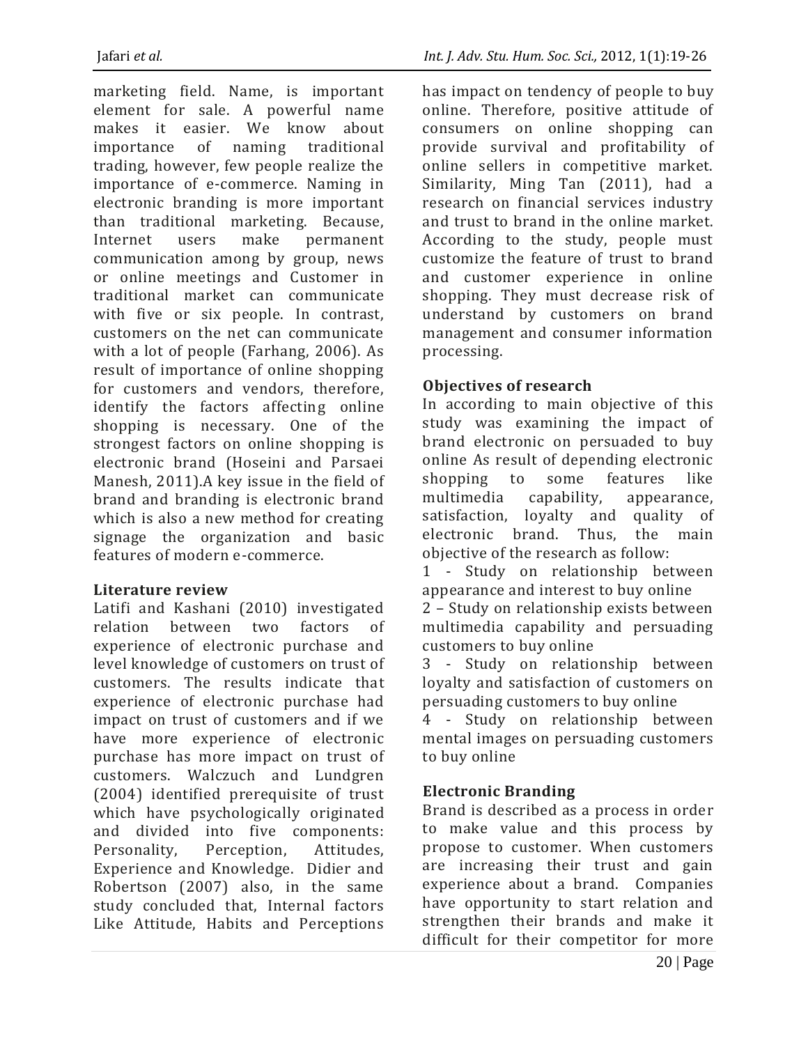marketing field. Name, is important element for sale. A powerful name makes it easier. We know about importance of naming traditional trading, however, few people realize the importance of e-commerce. Naming in electronic branding is more important than traditional marketing. Because, Internet users make permanent communication among by group, news or online meetings and Customer in traditional market can communicate with five or six people. In contrast, customers on the net can communicate with a lot of people (Farhang, 2006). As result of importance of online shopping for customers and vendors, therefore, identify the factors affecting online shopping is necessary. One of the strongest factors on online shopping is electronic brand (Hoseini and Parsaei Manesh, 2011).A key issue in the field of brand and branding is electronic brand which is also a new method for creating signage the organization and basic features of modern e-commerce.

## Literature review

Latifi and Kashani (2010) investigated relation between two factors of experience of electronic purchase and level knowledge of customers on trust of customers. The results indicate that experience of electronic purchase had impact on trust of customers and if we have more experience of electronic purchase has more impact on trust of customers. Walczuch and Lundgren (2004) identified prerequisite of trust which have psychologically originated and divided into five components: Personality, Perception, Attitudes, Experience and Knowledge. Didier and Robertson (2007) also, in the same study concluded that, Internal factors Like Attitude, Habits and Perceptions has impact on tendency of people to buy online. Therefore, positive attitude of consumers on online shopping can provide survival and profitability of online sellers in competitive market. Similarity, Ming Tan (2011), had a research on financial services industry and trust to brand in the online market. According to the study, people must customize the feature of trust to brand and customer experience in online shopping. They must decrease risk of understand by customers on brand management and consumer information processing.

## Objectives of research

In according to main objective of this study was examining the impact of brand electronic on persuaded to buy online As result of depending electronic shopping to some features like multimedia capability, appearance, satisfaction, loyalty and quality of electronic brand. Thus, the main objective of the research as follow:

1 - Study on relationship between appearance and interest to buy online

2 – Study on relationship exists between multimedia capability and persuading customers to buy online

3 - Study on relationship between loyalty and satisfaction of customers on persuading customers to buy online

4 - Study on relationship between mental images on persuading customers to buy online

## Electronic Branding

Brand is described as a process in order to make value and this process by propose to customer. When customers are increasing their trust and gain experience about a brand. Companies have opportunity to start relation and strengthen their brands and make it difficult for their competitor for more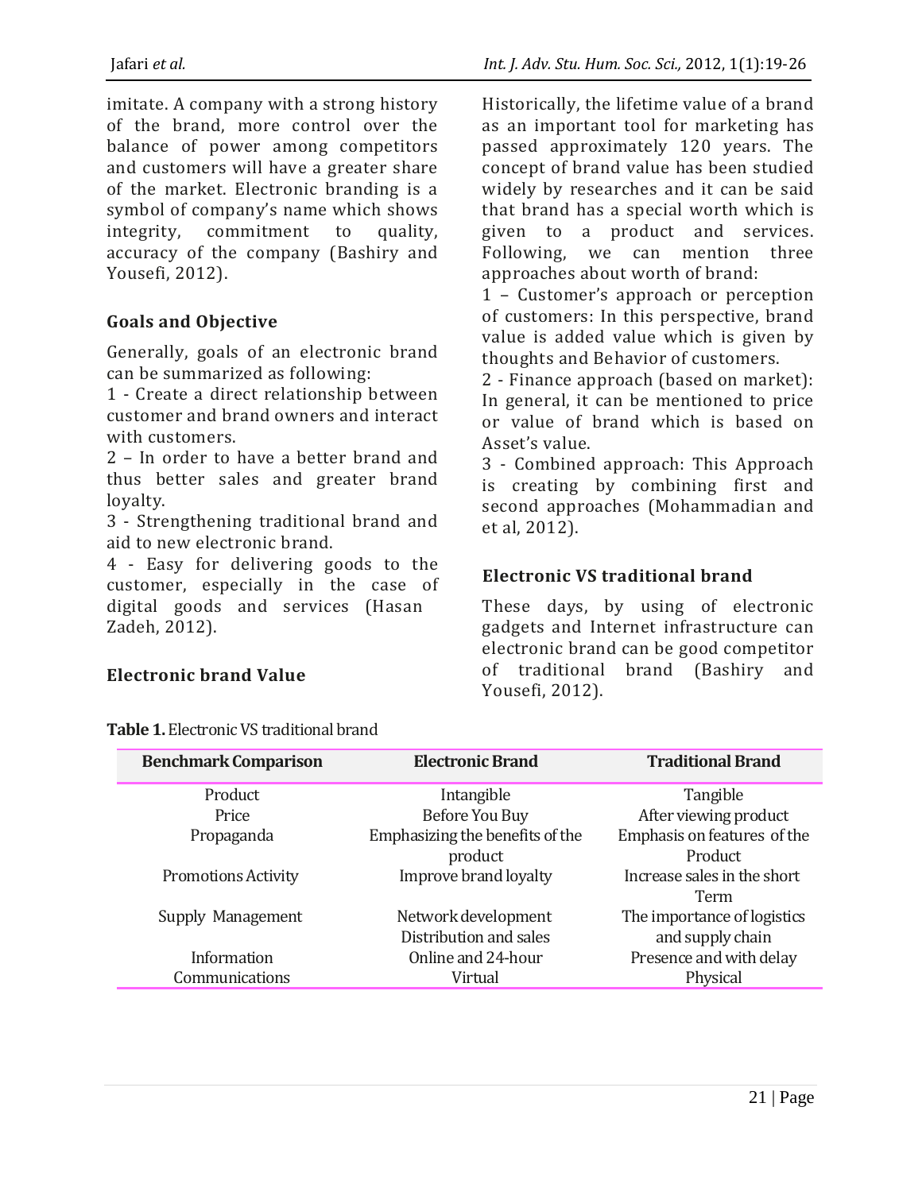imitate. A company with a strong history of the brand, more control over the balance of power among competitors and customers will have a greater share of the market. Electronic branding is a symbol of company's name which shows integrity, commitment to quality, accuracy of the company (Bashiry and Yousefi, 2012).

## Goals and Objective

Generally, goals of an electronic brand can be summarized as following:

1 - Create a direct relationship between customer and brand owners and interact with customers.

2 – In order to have a better brand and thus better sales and greater brand loyalty.

3 - Strengthening traditional brand and aid to new electronic brand.

4 - Easy for delivering goods to the customer, especially in the case of digital goods and services (Hasan Zadeh, 2012).

## Electronic brand Value

Historically, the lifetime value of a brand as an important tool for marketing has passed approximately 120 years. The concept of brand value has been studied widely by researches and it can be said that brand has a special worth which is given to a product and services. Following, we can mention three approaches about worth of brand:

1 – Customer's approach or perception of customers: In this perspective, brand value is added value which is given by thoughts and Behavior of customers.

2 - Finance approach (based on market): In general, it can be mentioned to price or value of brand which is based on Asset's value.

3 - Combined approach: This Approach is creating by combining first and second approaches (Mohammadian and et al, 2012).

## Electronic VS traditional brand

These days, by using of electronic gadgets and Internet infrastructure can electronic brand can be good competitor of traditional brand (Bashiry and Yousefi, 2012).

**Table 1.** Electronic VS traditional brand

| Benchmark Comparison | Electronic Brand | Traditional Brand |
|---|---|---|
| Product | Intangible | Tangible |
| Price | Before You Buy | After viewing product |
| Propaganda | Emphasizing the benefits of the product | Emphasis on features of the Product |
| Promotions Activity | Improve brand loyalty | Increase sales in the short Term |
| Supply Management | Network development Distribution and sales | The importance of logistics and supply chain |
| Information | Online and 24-hour | Presence and with delay |
| Communications | Virtual | Physical |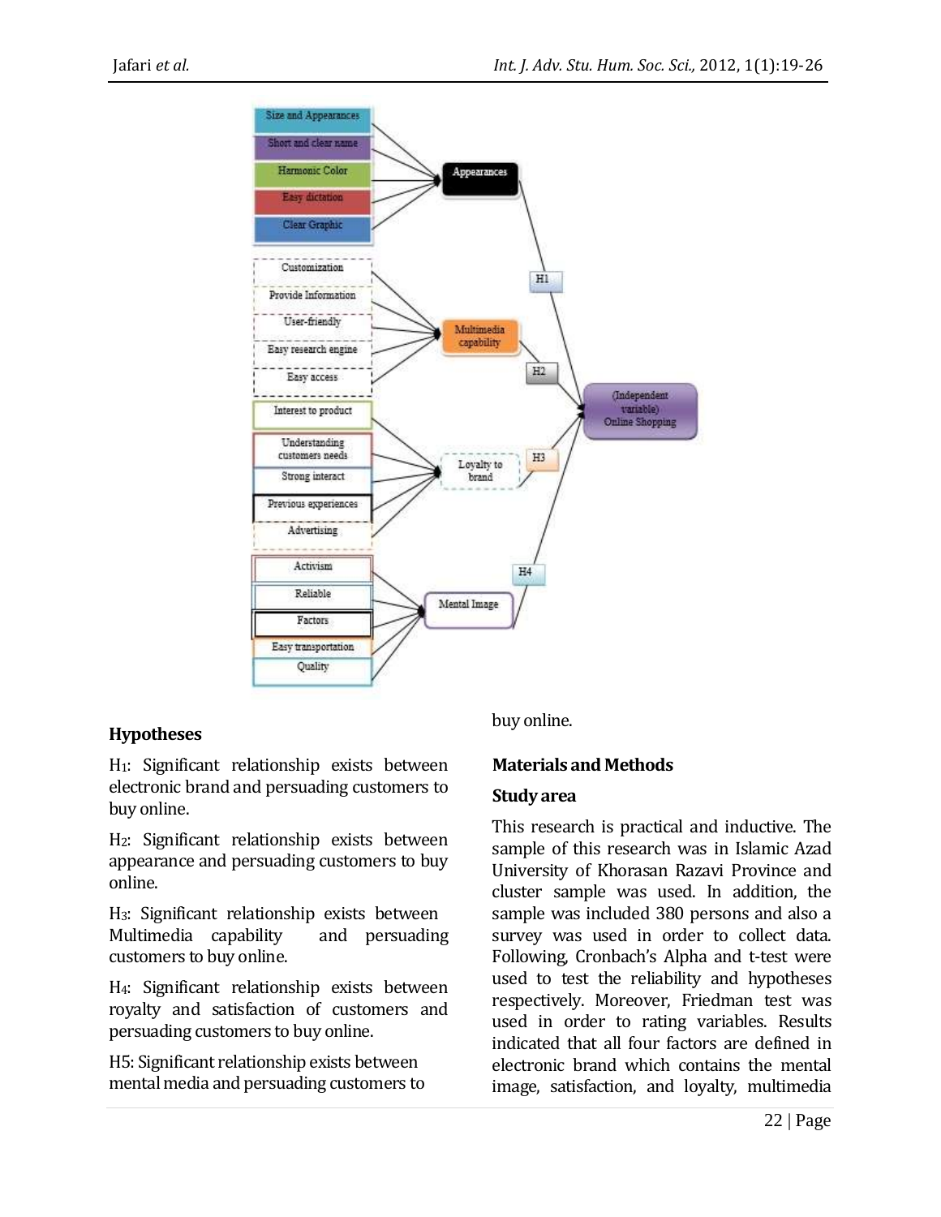## Hypotheses

$H_1$: Significant relationship exists between electronic brand and persuading customers to buy online.

$H_2$: Significant relationship exists between appearance and persuading customers to buy online.

$H_3$: Significant relationship exists between Multimedia capability and persuading customers to buy online.

$H_4$: Significant relationship exists between royalty and satisfaction of customers and persuading customers to buy online.

H5: Significant relationship exists between mental media and persuading customers to buy online.

## Materials and Methods

### Study area

This research is practical and inductive. The sample of this research was in Islamic Azad University of Khorasan Razavi Province and cluster sample was used. In addition, the sample was included 380 persons and also a survey was used in order to collect data. Following, Cronbach's Alpha and t-test were used to test the reliability and hypotheses respectively. Moreover, Friedman test was used in order to rating variables. Results indicated that all four factors are defined in electronic brand which contains the mental image, satisfaction, and loyalty, multimedia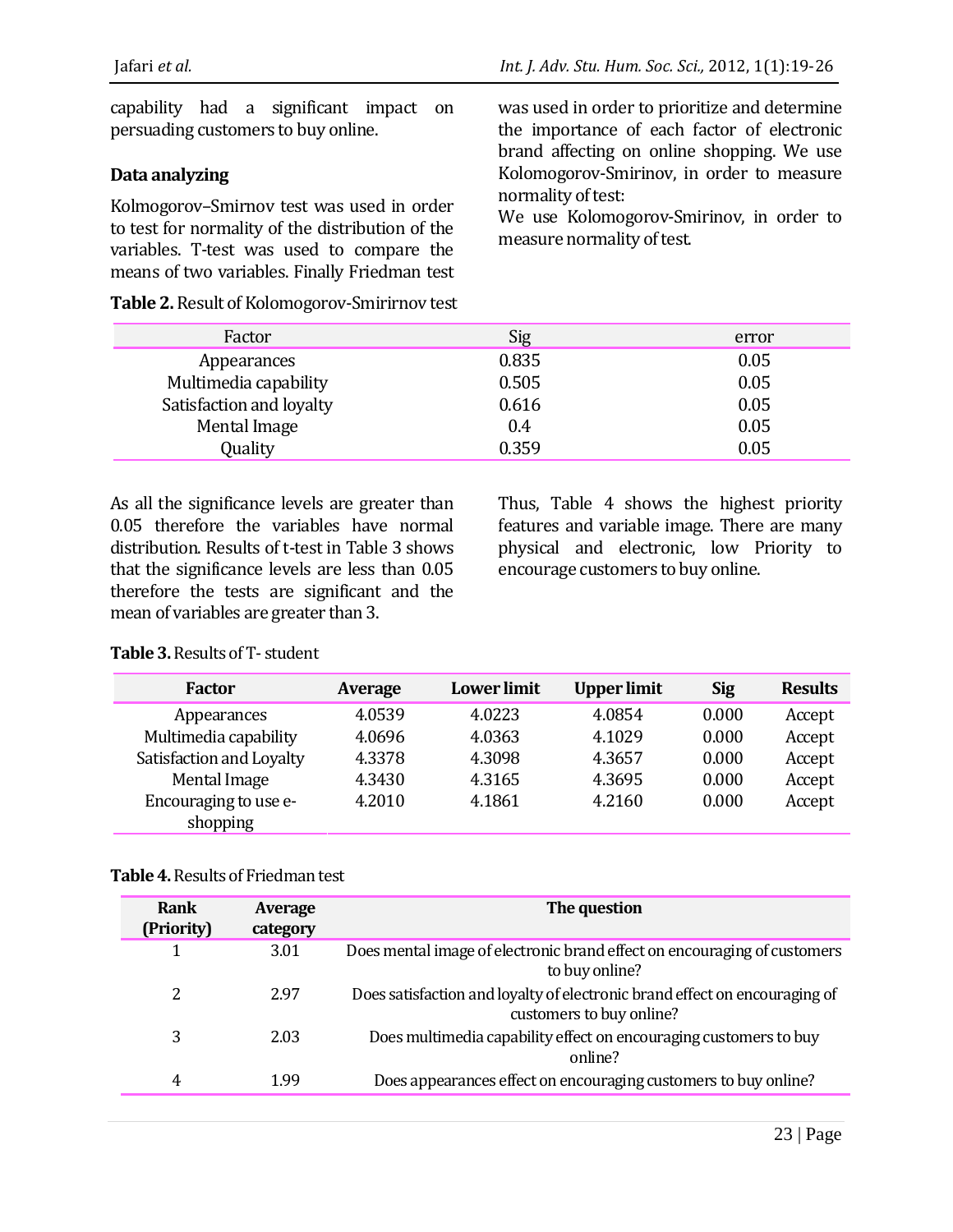capability had a significant impact on persuading customers to buy online.

### Data analyzing

Kolmogorov–Smirnov test was used in order to test for normality of the distribution of the variables. T-test was used to compare the means of two variables. Finally Friedman test was used in order to prioritize and determine the importance of each factor of electronic brand affecting on online shopping. We use Kolomogorov-Smirinov, in order to measure normality of test:

We use Kolomogorov-Smirinov, in order to measure normality of test.

**Table 2.** Result of Kolomogorov-Smirirnov test

| Factor | Sig | error |
|---|---|---|
| Appearances | 0.835 | 0.05 |
| Multimedia capability | 0.505 | 0.05 |
| Satisfaction and loyalty | 0.616 | 0.05 |
| Mental Image | 0.4 | 0.05 |
| Quality | 0.359 | 0.05 |

As all the significance levels are greater than 0.05 therefore the variables have normal distribution. Results of t-test in Table 3 shows that the significance levels are less than 0.05 therefore the tests are significant and the mean of variables are greater than 3.

Thus, Table 4 shows the highest priority features and variable image. There are many physical and electronic, low Priority to encourage customers to buy online.

**Table 3.** Results of T- student

| Factor | Average | Lower limit | Upper limit | Sig | Results |
|---|---|---|---|---|---|
| Appearances | 4.0539 | 4.0223 | 4.0854 | 0.000 | Accept |
| Multimedia capability | 4.0696 | 4.0363 | 4.1029 | 0.000 | Accept |
| Satisfaction and Loyalty | 4.3378 | 4.3098 | 4.3657 | 0.000 | Accept |
| Mental Image | 4.3430 | 4.3165 | 4.3695 | 0.000 | Accept |
| Encouraging to use e-shopping | 4.2010 | 4.1861 | 4.2160 | 0.000 | Accept |

**Table 4.** Results of Friedman test

| Rank (Priority) | Average category | The question |
|---|---|---|
| 1 | 3.01 | Does mental image of electronic brand effect on encouraging of customers to buy online? |
| 2 | 2.97 | Does satisfaction and loyalty of electronic brand effect on encouraging of customers to buy online? |
| 3 | 2.03 | Does multimedia capability effect on encouraging customers to buy online? |
| 4 | 1.99 | Does appearances effect on encouraging customers to buy online? |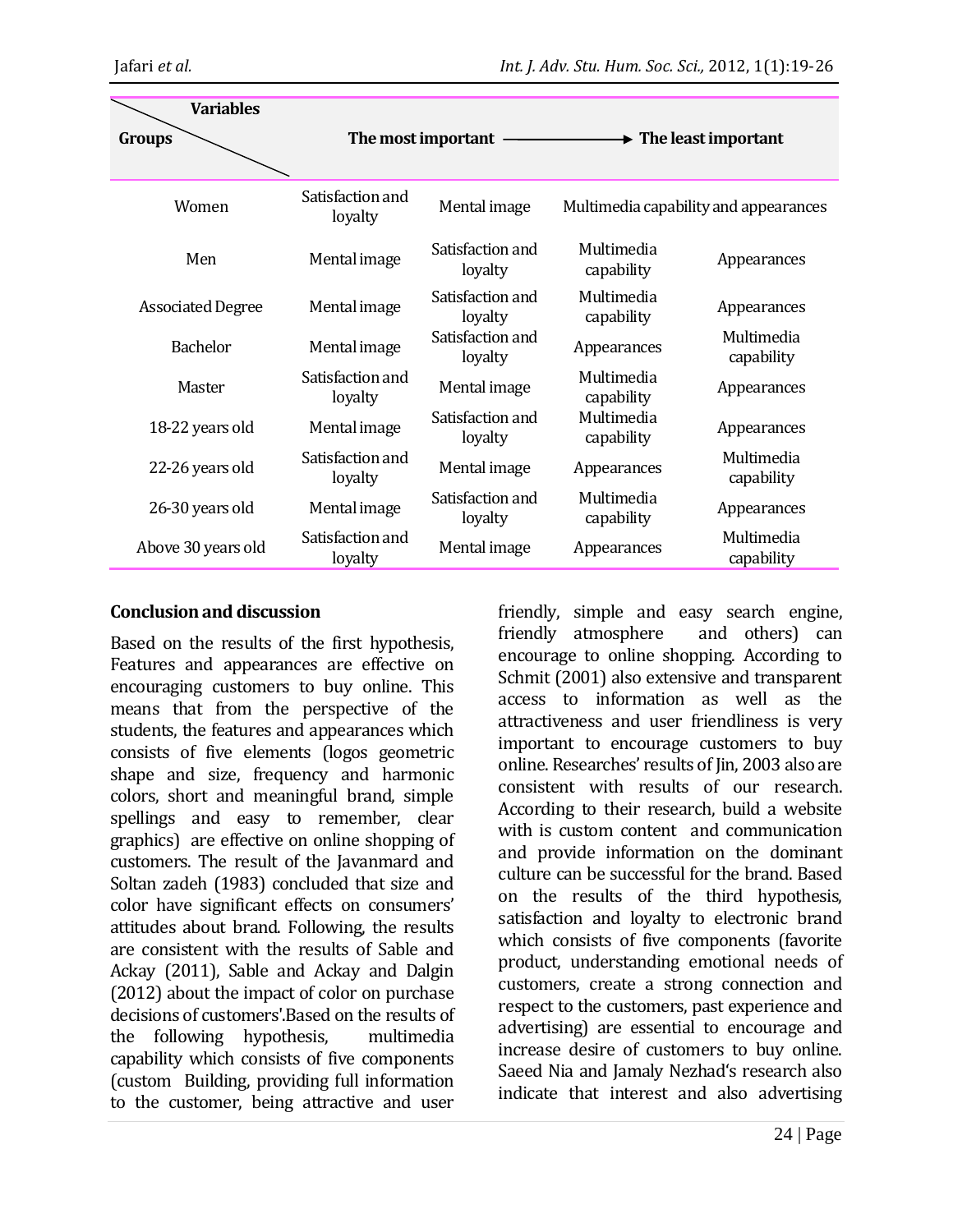| Variables / Groups | The most important ⟶ | | | The least important |
|---|---|---|---|---|
| Women | Satisfaction and loyalty | Mental image | Multimedia capability and appearances | |
| Men | Mental image | Satisfaction and loyalty | Multimedia capability | Appearances |
| Associated Degree | Mental image | Satisfaction and loyalty | Multimedia capability | Appearances |
| Bachelor | Mental image | Satisfaction and loyalty | Appearances | Multimedia capability |
| Master | Satisfaction and loyalty | Mental image | Multimedia capability | Appearances |
| 18-22 years old | Mental image | Satisfaction and loyalty | Multimedia capability | Appearances |
| 22-26 years old | Satisfaction and loyalty | Mental image | Appearances | Multimedia capability |
| 26-30 years old | Mental image | Satisfaction and loyalty | Multimedia capability | Appearances |
| Above 30 years old | Satisfaction and loyalty | Mental image | Appearances | Multimedia capability |

## Conclusion and discussion

Based on the results of the first hypothesis, Features and appearances are effective on encouraging customers to buy online. This means that from the perspective of the students, the features and appearances which consists of five elements (logos geometric shape and size, frequency and harmonic colors, short and meaningful brand, simple spellings and easy to remember, clear graphics) are effective on online shopping of customers. The result of the Javanmard and Soltan zadeh (1983) concluded that size and color have significant effects on consumers' attitudes about brand. Following, the results are consistent with the results of Sable and Ackay (2011), Sable and Ackay and Dalgin (2012) about the impact of color on purchase decisions of customers'.Based on the results of the following hypothesis, multimedia capability which consists of five components (custom Building, providing full information to the customer, being attractive and user friendly, simple and easy search engine, friendly atmosphere and others) can encourage to online shopping. According to Schmit (2001) also extensive and transparent access to information as well as the attractiveness and user friendliness is very important to encourage customers to buy online. Researches' results of Jin, 2003 also are consistent with results of our research. According to their research, build a website with is custom content and communication and provide information on the dominant culture can be successful for the brand. Based on the results of the third hypothesis, satisfaction and loyalty to electronic brand which consists of five components (favorite product, understanding emotional needs of customers, create a strong connection and respect to the customers, past experience and advertising) are essential to encourage and increase desire of customers to buy online. Saeed Nia and Jamaly Nezhad's research also indicate that interest and also advertising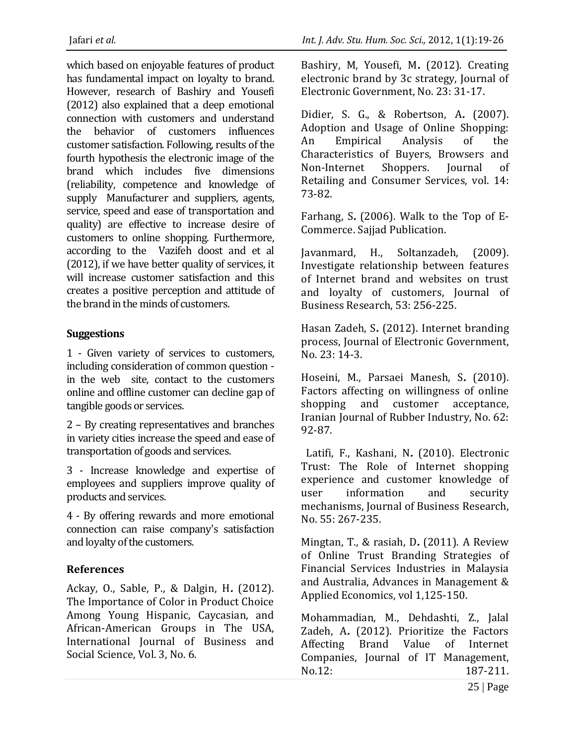which based on enjoyable features of product has fundamental impact on loyalty to brand. However, research of Bashiry and Yousefi (2012) also explained that a deep emotional connection with customers and understand the behavior of customers influences customer satisfaction. Following, results of the fourth hypothesis the electronic image of the brand which includes five dimensions (reliability, competence and knowledge of supply Manufacturer and suppliers, agents, service, speed and ease of transportation and quality) are effective to increase desire of customers to online shopping. Furthermore, according to the Vazifeh doost and et al (2012), if we have better quality of services, it will increase customer satisfaction and this creates a positive perception and attitude of the brand in the minds of customers.

## Suggestions

1 - Given variety of services to customers, including consideration of common question - in the web site, contact to the customers online and offline customer can decline gap of tangible goods or services.

2 – By creating representatives and branches in variety cities increase the speed and ease of transportation of goods and services.

3 - Increase knowledge and expertise of employees and suppliers improve quality of products and services.

4 - By offering rewards and more emotional connection can raise company's satisfaction and loyalty of the customers.

## References

Ackay, O., Sable, P., & Dalgin, H. (2012). The Importance of Color in Product Choice Among Young Hispanic, Caycasian, and African-American Groups in The USA, International Journal of Business and Social Science, Vol. 3, No. 6.

Bashiry, M, Yousefi, M. (2012). Creating electronic brand by 3c strategy, Journal of Electronic Government, No. 23: 31-17.

Didier, S. G., & Robertson, A. (2007). Adoption and Usage of Online Shopping: An Empirical Analysis of the Characteristics of Buyers, Browsers and Non-Internet Shoppers. Journal of Retailing and Consumer Services, vol. 14: 73-82.

Farhang, S. (2006). Walk to the Top of E-Commerce. Sajjad Publication.

Javanmard, H., Soltanzadeh, (2009). Investigate relationship between features of Internet brand and websites on trust and loyalty of customers, Journal of Business Research, 53: 256-225.

Hasan Zadeh, S. (2012). Internet branding process, Journal of Electronic Government, No. 23: 14-3.

Hoseini, M., Parsaei Manesh, S. (2010). Factors affecting on willingness of online shopping and customer acceptance, Iranian Journal of Rubber Industry, No. 62: 92-87.

Latifi, F., Kashani, N. (2010). Electronic Trust: The Role of Internet shopping experience and customer knowledge of user information and security mechanisms, Journal of Business Research, No. 55: 267-235.

Mingtan, T., & rasiah, D. (2011). A Review of Online Trust Branding Strategies of Financial Services Industries in Malaysia and Australia, Advances in Management & Applied Economics, vol 1,125-150.

Mohammadian, M., Dehdashti, Z., Jalal Zadeh, A. (2012). Prioritize the Factors Affecting Brand Value of Internet Companies, Journal of IT Management, No.12: 187-211.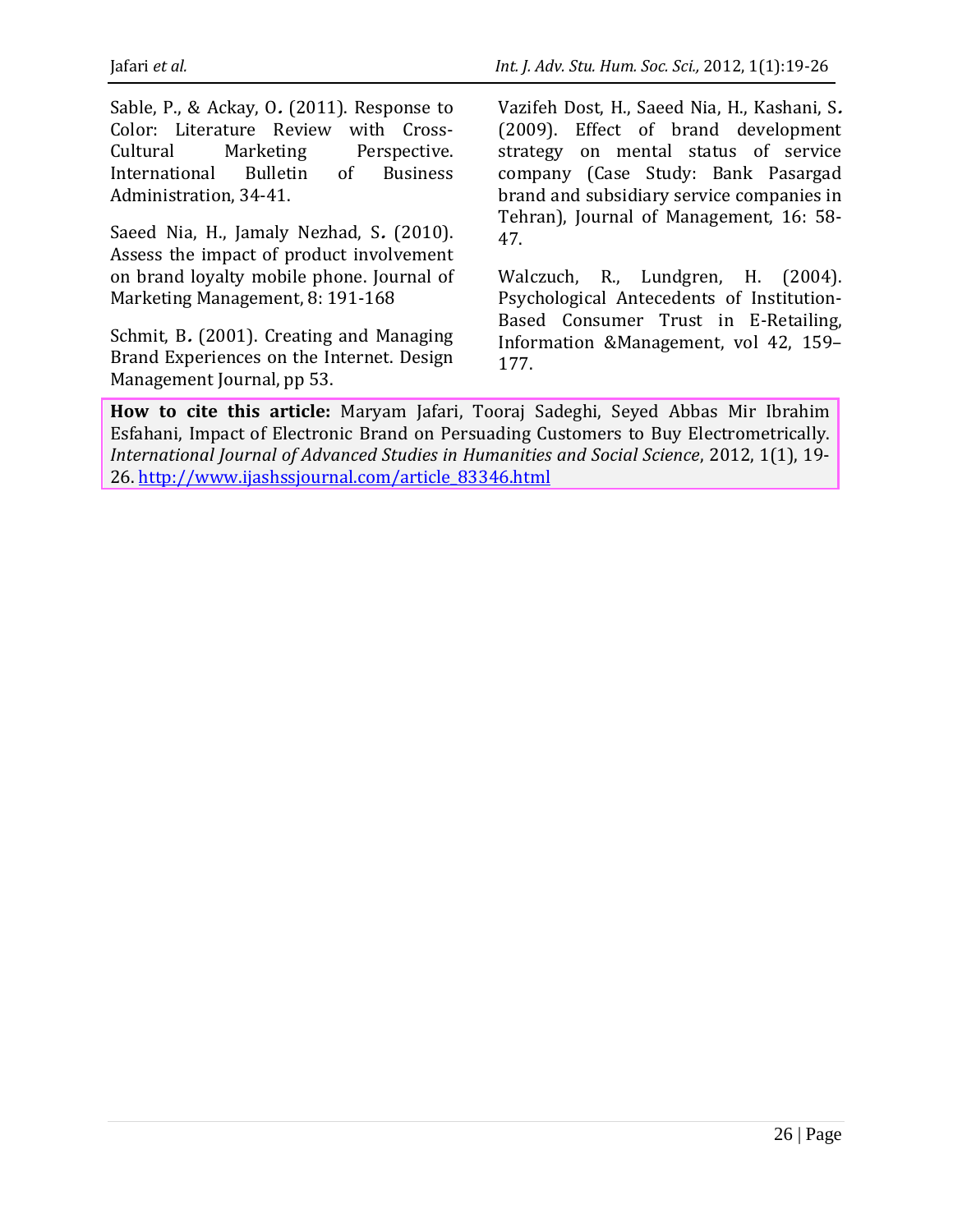Sable, P., & Ackay, O. (2011). Response to Color: Literature Review with Cross-Cultural Marketing Perspective. International Bulletin of Business Administration, 34-41.

Saeed Nia, H., Jamaly Nezhad, S. (2010). Assess the impact of product involvement on brand loyalty mobile phone. Journal of Marketing Management, 8: 191-168

Schmit, B. (2001). Creating and Managing Brand Experiences on the Internet. Design Management Journal, pp 53.

Vazifeh Dost, H., Saeed Nia, H., Kashani, S. (2009). Effect of brand development strategy on mental status of service company (Case Study: Bank Pasargad brand and subsidiary service companies in Tehran), Journal of Management, 16: 58-47.

Walczuch, R., Lundgren, H. (2004). Psychological Antecedents of Institution-Based Consumer Trust in E-Retailing, Information &Management, vol 42, 159–177.

**How to cite this article:** Maryam Jafari, Tooraj Sadeghi, Seyed Abbas Mir Ibrahim Esfahani, Impact of Electronic Brand on Persuading Customers to Buy Electrometrically. *International Journal of Advanced Studies in Humanities and Social Science*, 2012, 1(1), 19-26. http://www.ijashssjournal.com/article_83346.html